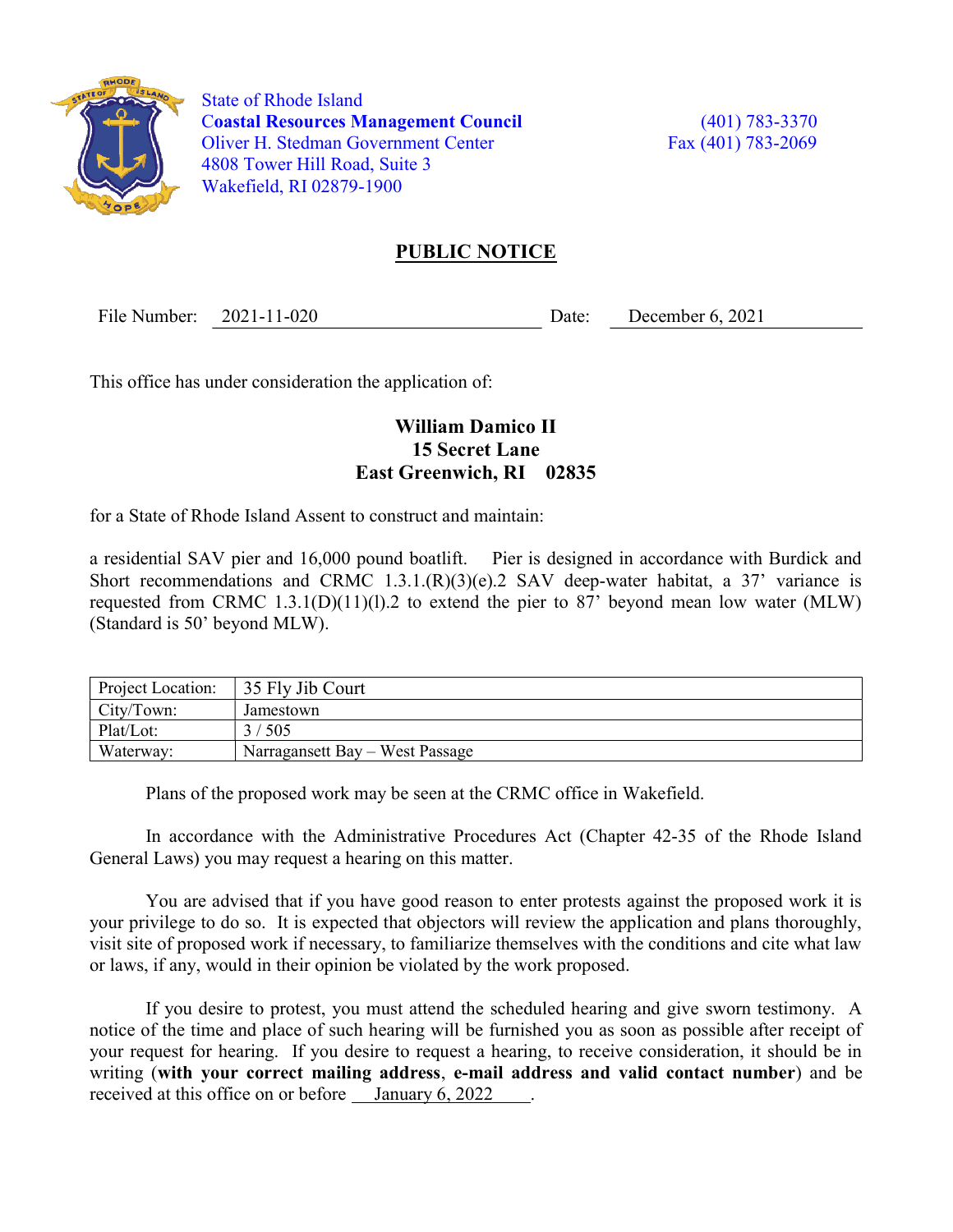State of Rhode Island
**Coastal Resources Management Council**
Oliver H. Stedman Government Center
4808 Tower Hill Road, Suite 3
Wakefield, RI 02879-1900

(401) 783-3370
Fax (401) 783-2069

# PUBLIC NOTICE

File Number: 2021-11-020 Date: December 6, 2021

This office has under consideration the application of:

**William Damico II**
**15 Secret Lane**
**East Greenwich, RI 02835**

for a State of Rhode Island Assent to construct and maintain:

a residential SAV pier and 16,000 pound boatlift. Pier is designed in accordance with Burdick and Short recommendations and CRMC 1.3.1.(R)(3)(e).2 SAV deep-water habitat, a 37' variance is requested from CRMC 1.3.1(D)(11)(l).2 to extend the pier to 87' beyond mean low water (MLW) (Standard is 50' beyond MLW).

| Project Location: | 35 Fly Jib Court |
|---|---|
| City/Town: | Jamestown |
| Plat/Lot: | 3 / 505 |
| Waterway: | Narragansett Bay – West Passage |

Plans of the proposed work may be seen at the CRMC office in Wakefield.

In accordance with the Administrative Procedures Act (Chapter 42-35 of the Rhode Island General Laws) you may request a hearing on this matter.

You are advised that if you have good reason to enter protests against the proposed work it is your privilege to do so. It is expected that objectors will review the application and plans thoroughly, visit site of proposed work if necessary, to familiarize themselves with the conditions and cite what law or laws, if any, would in their opinion be violated by the work proposed.

If you desire to protest, you must attend the scheduled hearing and give sworn testimony. A notice of the time and place of such hearing will be furnished you as soon as possible after receipt of your request for hearing. If you desire to request a hearing, to receive consideration, it should be in writing (**with your correct mailing address**, **e-mail address and valid contact number**) and be received at this office on or before January 6, 2022.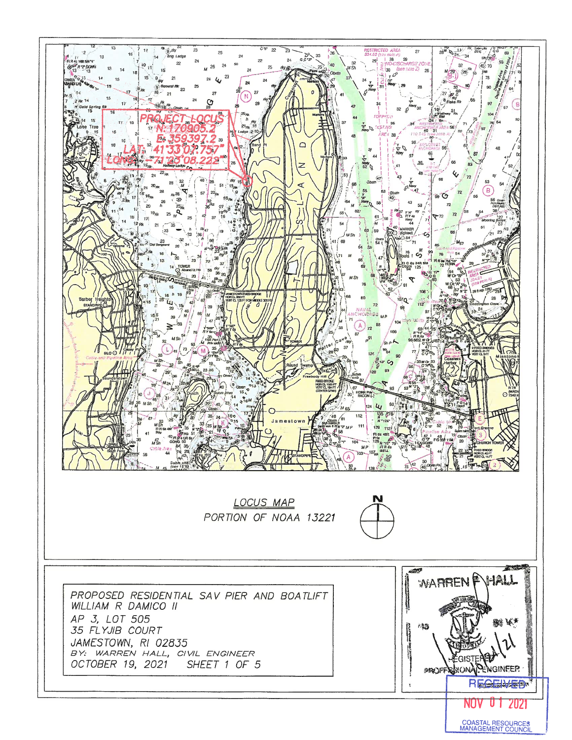PROJECT LOCUS
N: 170905.2
E: 359397.2
LAT: 41°33'07.757"
LONG: -71°23'08.222"

*LOCUS MAP*

PORTION OF NOAA 13221

N

PROPOSED RESIDENTIAL SAV PIER AND BOATLIFT
WILLIAM R DAMICO II
AP 3, LOT 505
35 FLYJIB COURT
JAMESTOWN, RI 02835
BY: WARREN HALL, CIVIL ENGINEER
OCTOBER 19, 2021 SHEET 1 OF 5

WARREN F HALL
REGISTERED PROFESSIONAL ENGINEER

RECEIVED
NOV 01 2021
COASTAL RESOURCES MANAGEMENT COUNCIL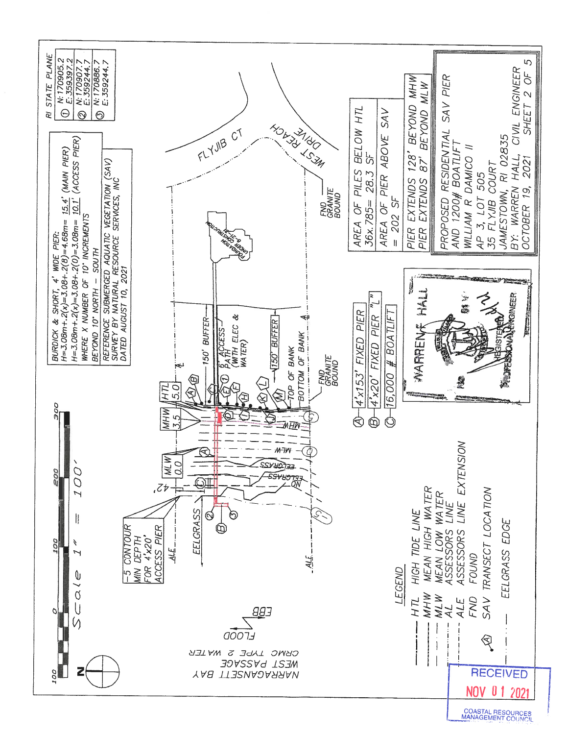NARRAGANSETT BAY
WEST PASSAGE
CRMC TYPE 2 WATER

FLOOD
EBB

N

Scale 1" = 100'

100 0 100 200 300

RI STATE PLANE

| | |
|---|---|
| ① | N:170905.2 E:359397.2 |
| ② | N:170907.7 E:359244.7 |
| ③ | N:170886.7 E:359244.7 |

BURDICK & SHORT, 4' WIDE PIER:
H=3.08m+.2(x)=3.08+.2(8)=4.68m= 15.4' (MAIN PIER)
H=3.08m+.2(x)=3.08+.2(0)=3.08m= 10.1' (ACCESS PIER)
WHERE X NUMBER OF 10' INCREMENTS
BEYOND 10' NORTH – SOUTH

REFERENCE SUBMERGED AQUATIC VEGETATION (SAV) SURVEY BY NATURAL RESOURCE SERVICES, INC DATED AUGUST 10, 2021

FLYJIB CT

WEST REACH DRIVE

FOUNDATION UNDER CONSTRUCTION 9-21

FND GRANITE BOUND

150' BUFFER

6' ACCESS PATH (WITH ELEC & WATER)

150' BUFFER

TOP OF BANK

BOTTOM OF BANK

FND GRANITE BOUND

HTL 5.0

MHW 3.5

MLW 0.0

42'

EELGRASS

NO EELGRASS

-5 CONTOUR MIN DEPTH FOR 4'x20' ACCESS PIER

ALE

EELGRASS

ALE

Ⓐ 4'x153' FIXED PIER
Ⓑ 4'x20' FIXED PIER "L"
Ⓒ 16,000 # BOATLIFT

AREA OF PILES BELOW HTL
36x.785= 28.3 SF

AREA OF PIER ABOVE SAV
= 202 SF

PIER EXTENDS 128' BEYOND MHW
PIER EXTENDS 87' BEYOND MLW

PROPOSED RESIDENTIAL SAV PIER
AND 1200# BOATLIFT
WILLIAM R DAMICO II
AP 3, LOT 505
35 FLYJIB COURT
JAMESTOWN, RI 02835
BY: WARREN HALL, CIVIL ENGINEER
OCTOBER 19, 2021 SHEET 2 OF 5

WARREN HALL
REGISTERED PROFESSIONAL ENGINEER

LEGEND

- HTL HIGH TIDE LINE
- MHW MEAN HIGH WATER
- MLW MEAN LOW WATER
- AL ASSESSORS LINE
- ALE ASSESSORS LINE EXTENSION
- FND FOUND
- Ⓐ SAV TRANSECT LOCATION
- EELGRASS EDGE

RECEIVED
NOV 01 2021
COASTAL RESOURCES MANAGEMENT COUNCIL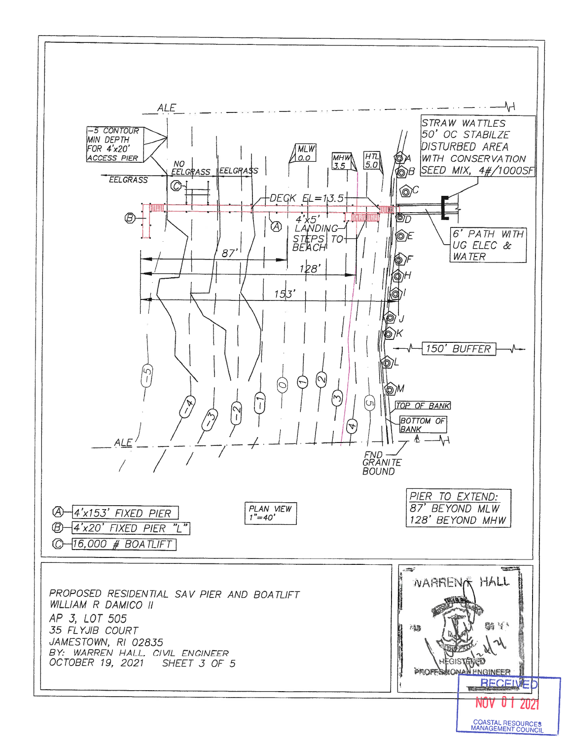ALE

-5 CONTOUR MIN DEPTH FOR 4'x20' ACCESS PIER

NO EELGRASS

EELGRASS

EELGRASS

MLW 0.0

MHW 3.5

HTL 5.0

STRAW WATTLES 50' OC STABILZE DISTURBED AREA WITH CONSERVATION SEED MIX, 4#/1000SF

DECK EL=13.5

4'x5' LANDING

STEPS TO BEACH

6' PATH WITH UG ELEC & WATER

87'

128'

153'

150' BUFFER

TOP OF BANK

BOTTOM OF BANK

FND GRANITE BOUND

ALE

Ⓐ 4'x153' FIXED PIER

Ⓑ 4'x20' FIXED PIER "L"

Ⓒ 16,000 # BOATLIFT

PLAN VIEW 1"=40'

PIER TO EXTEND:
87' BEYOND MLW
128' BEYOND MHW

PROPOSED RESIDENTIAL SAV PIER AND BOATLIFT
WILLIAM R DAMICO II
AP 3, LOT 505
35 FLYJIB COURT
JAMESTOWN, RI 02835
BY: WARREN HALL, CIVIL ENGINEER
OCTOBER 19, 2021 SHEET 3 OF 5

WARREN HALL
REGISTERED PROFESSIONAL ENGINEER

RECEIVED
NOV 01 2021
COASTAL RESOURCES MANAGEMENT COUNCIL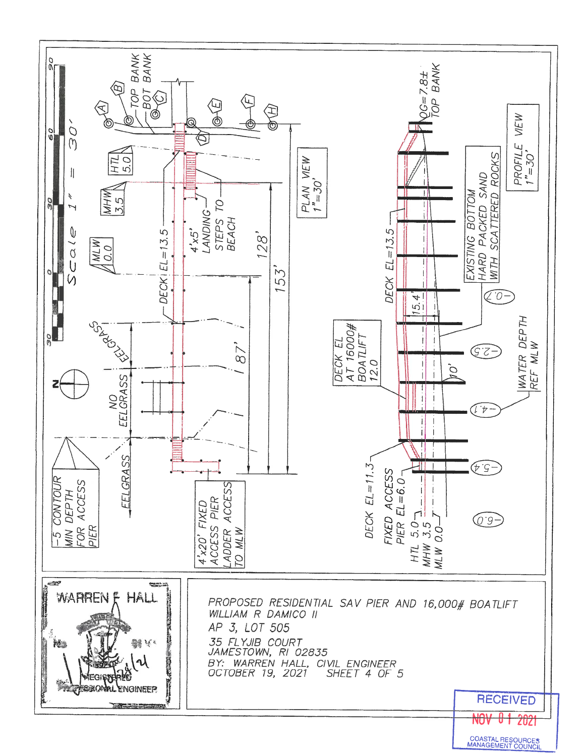PLAN VIEW
1" = 30'

Scale 1" = 30'

PROFILE VIEW
1" = 30'

TOP BANK

BOT BANK

A B C D E F H

HTL 5.0

MHW 3.5

MLW 0.0

DECK EL=13.5

4'x5' LANDING

STEPS TO BEACH

128'

153'

187'

EELGRASS

NO EELGRASS

EELGRASS

-5 CONTOUR MIN DEPTH FOR ACCESS PIER

4'x20' FIXED ACCESS PIER LADDER ACCESS TO MLW

OG=7.8± TOP BANK

DECK EL=13.5

EXISTING BOTTOM HARD PACKED SAND WITH SCATTERED ROCKS

15.4'

10'

DECK EL AT 16000# BOATLIFT 12.0

-0.7

-2.5

-4.1

-5.4

-6.0

WATER DEPTH REF MLW

DECK EL=11.3

FIXED ACCESS PIER EL=6.0

HTL 5.0

MHW 3.5

MLW 0.0

WARREN E HALL
REGISTERED PROFESSIONAL ENGINEER

PROPOSED RESIDENTIAL SAV PIER AND 16,000# BOATLIFT
WILLIAM R DAMICO II
AP 3, LOT 505
35 FLYJIB COURT
JAMESTOWN, RI 02835
BY: WARREN HALL, CIVIL ENGINEER
OCTOBER 19, 2021 SHEET 4 OF 5

RECEIVED
NOV 01 2021
COASTAL RESOURCES MANAGEMENT COUNCIL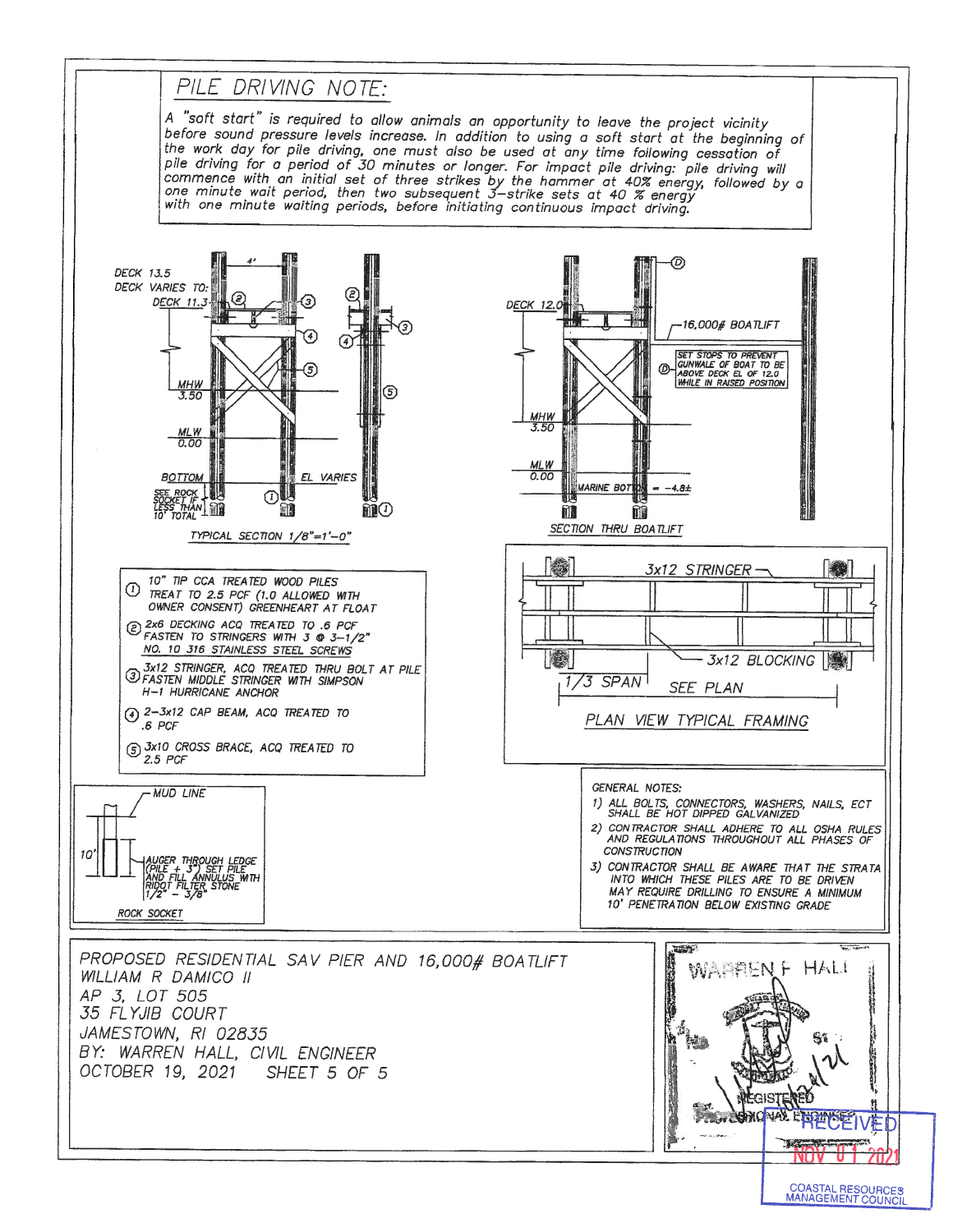## PILE DRIVING NOTE:

A "soft start" is required to allow animals an opportunity to leave the project vicinity before sound pressure levels increase. In addition to using a soft start at the beginning of the work day for pile driving, one must also be used at any time following cessation of pile driving for a period of 30 minutes or longer. For impact pile driving: pile driving will commence with an initial set of three strikes by the hammer at 40% energy, followed by a one minute wait period, then two subsequent 3–strike sets at 40 % energy with one minute waiting periods, before initiating continuous impact driving.

DECK 13.5
DECK VARIES TO:
DECK 11.3
4'
MHW 3.50
MLW 0.00
BOTTOM
EL VARIES
SEE ROCK SOCKET IF LESS THAN 10' TOTAL

TYPICAL SECTION 1/8"=1'-0"

DECK 12.0
16,000# BOATLIFT
SET STOPS TO PREVENT GUNWALE OF BOAT TO BE ABOVE DECK EL OF 12.0 WHILE IN RAISED POSITION
MHW 3.50
MLW 0.00
MARINE BOTTOM = -4.8±

SECTION THRU BOATLIFT

1. 10" TIP CCA TREATED WOOD PILES TREAT TO 2.5 PCF (1.0 ALLOWED WITH OWNER CONSENT) GREENHEART AT FLOAT
2. 2x6 DECKING ACQ TREATED TO .6 PCF FASTEN TO STRINGERS WITH 3 @ 3–1/2" NO. 10 316 STAINLESS STEEL SCREWS
3. 3x12 STRINGER, ACQ TREATED THRU BOLT AT PILE FASTEN MIDDLE STRINGER WITH SIMPSON H–1 HURRICANE ANCHOR
4. 2–3x12 CAP BEAM, ACQ TREATED TO .6 PCF
5. 3x10 CROSS BRACE, ACQ TREATED TO 2.5 PCF

3x12 STRINGER
3x12 BLOCKING
1/3 SPAN
SEE PLAN

PLAN VIEW TYPICAL FRAMING

MUD LINE
10'
AUGER THROUGH LEDGE (PILE + 3") SET PILE AND FILL ANNULUS WITH RIDOT FILTER STONE 1/2" – 3/8"

ROCK SOCKET

GENERAL NOTES:
1) ALL BOLTS, CONNECTORS, WASHERS, NAILS, ECT SHALL BE HOT DIPPED GALVANIZED
2) CONTRACTOR SHALL ADHERE TO ALL OSHA RULES AND REGULATIONS THROUGHOUT ALL PHASES OF CONSTRUCTION
3) CONTRACTOR SHALL BE AWARE THAT THE STRATA INTO WHICH THESE PILES ARE TO BE DRIVEN MAY REQUIRE DRILLING TO ENSURE A MINIMUM 10' PENETRATION BELOW EXISTING GRADE

PROPOSED RESIDENTIAL SAV PIER AND 16,000# BOATLIFT
WILLIAM R DAMICO II
AP 3, LOT 505
35 FLYJIB COURT
JAMESTOWN, RI 02835
BY: WARREN HALL, CIVIL ENGINEER
OCTOBER 19, 2021 SHEET 5 OF 5

WARREN F HALL
REGISTERED PROFESSIONAL ENGINEER

RECEIVED
NOV 01 2021
COASTAL RESOURCES MANAGEMENT COUNCIL